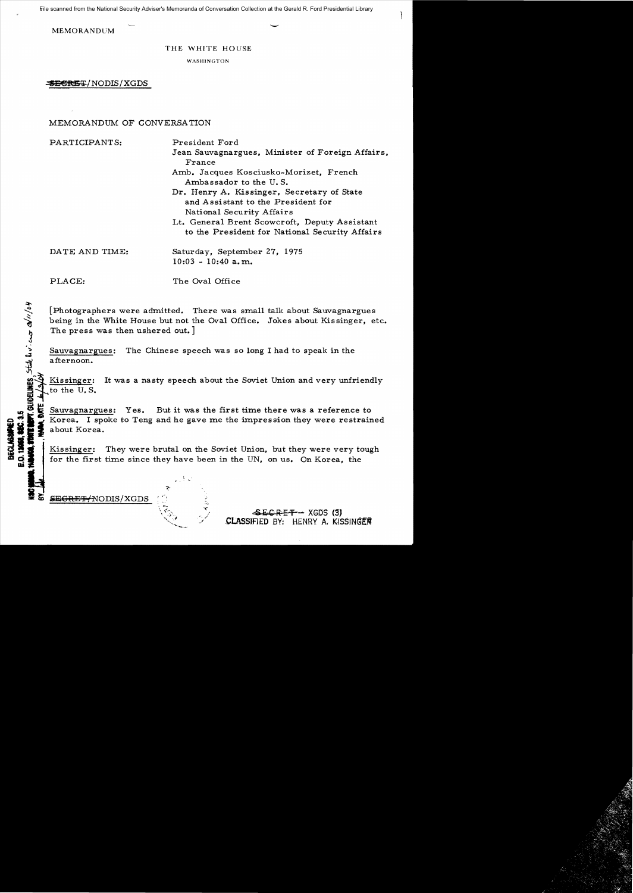File scanned from the National Security Adviser's Memoranda of Conversation Collection at the Gerald R. Ford Presidential Library

MEMORANDUM

THE WHITE HOUSE

WASHINGTON

SECRET/NODIS/XGDS

MEMORANDUM OF CONVERSATION

PARTICIPANTS:
President Ford
Jean Sauvagnargues, Minister of Foreign Affairs, France
Amb. Jacques Kosciusko-Morizet, French Ambassador to the U.S.
Dr. Henry A. Kissinger, Secretary of State and Assistant to the President for National Security Affairs
Lt. General Brent Scowcroft, Deputy Assistant to the President for National Security Affairs

DATE AND TIME: Saturday, September 27, 1975
10:03 - 10:40 a.m.

PLACE: The Oval Office

DECLASSIFIED
E.O. 12958, SEC. 3.5
NSC MEMO, 11/24/98, STATE DEPT. GUIDELINES, State Dev. ... 6/11/04
BY ... , NARA, DATE 6/3/04

[Photographers were admitted. There was small talk about Sauvagnargues being in the White House but not the Oval Office. Jokes about Kissinger, etc. The press was then ushered out.]

Sauvagnargues: The Chinese speech was so long I had to speak in the afternoon.

Kissinger: It was a nasty speech about the Soviet Union and very unfriendly to the U.S.

Sauvagnargues: Yes. But it was the first time there was a reference to Korea. I spoke to Teng and he gave me the impression they were restrained about Korea.

Kissinger: They were brutal on the Soviet Union, but they were very tough for the first time since they have been in the UN, on us. On Korea, the

SECRET/NODIS/XGDS

SECRET - XGDS (3)
CLASSIFIED BY: HENRY A. KISSINGER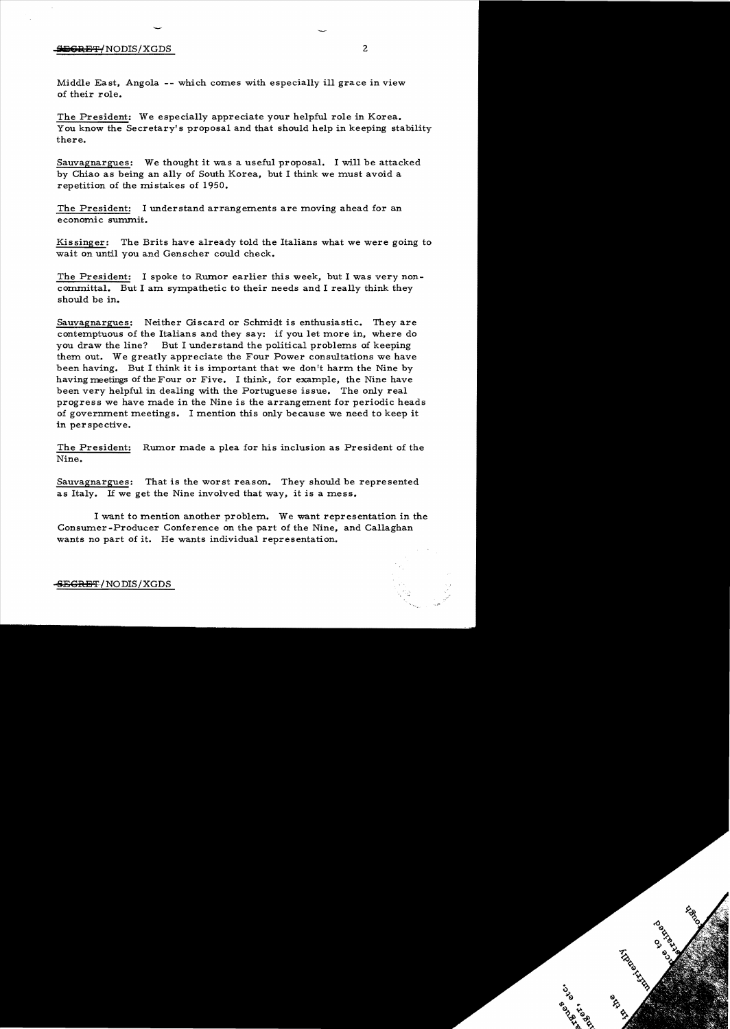Middle East, Angola -- which comes with especially ill grace in view of their role.

The President: We especially appreciate your helpful role in Korea. You know the Secretary's proposal and that should help in keeping stability there.

Sauvagnargues: We thought it was a useful proposal. I will be attacked by Chiao as being an ally of South Korea, but I think we must avoid a repetition of the mistakes of 1950.

The President: I understand arrangements are moving ahead for an economic summit.

Kissinger: The Brits have already told the Italians what we were going to wait on until you and Genscher could check.

The President: I spoke to Rumor earlier this week, but I was very non-committal. But I am sympathetic to their needs and I really think they should be in.

Sauvagnargues: Neither Giscard or Schmidt is enthusiastic. They are contemptuous of the Italians and they say: if you let more in, where do you draw the line? But I understand the political problems of keeping them out. We greatly appreciate the Four Power consultations we have been having. But I think it is important that we don't harm the Nine by having meetings of the Four or Five. I think, for example, the Nine have been very helpful in dealing with the Portuguese issue. The only real progress we have made in the Nine is the arrangement for periodic heads of government meetings. I mention this only because we need to keep it in perspective.

The President: Rumor made a plea for his inclusion as President of the Nine.

Sauvagnargues: That is the worst reason. They should be represented as Italy. If we get the Nine involved that way, it is a mess.

I want to mention another problem. We want representation in the Consumer-Producer Conference on the part of the Nine, and Callaghan wants no part of it. He wants individual representation.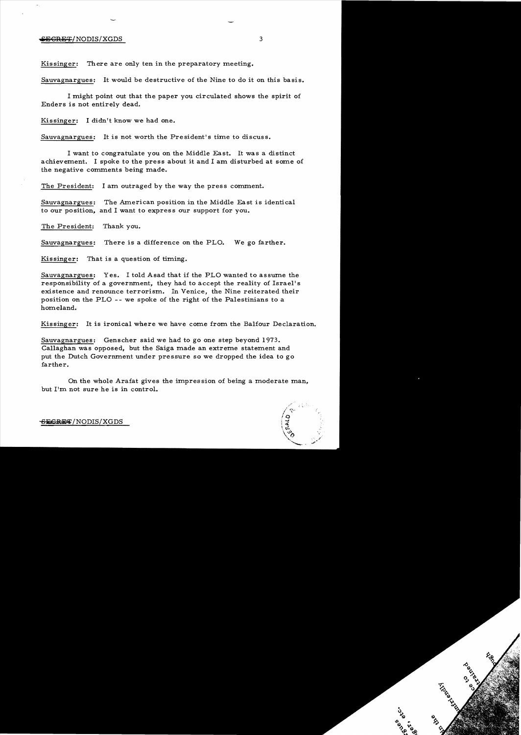Kissinger: There are only ten in the preparatory meeting.

Sauvagnargues: It would be destructive of the Nine to do it on this basis.

I might point out that the paper you circulated shows the spirit of Enders is not entirely dead.

Kissinger: I didn't know we had one.

Sauvagnargues: It is not worth the President's time to discuss.

I want to congratulate you on the Middle East. It was a distinct achievement. I spoke to the press about it and I am disturbed at some of the negative comments being made.

The President: I am outraged by the way the press comment.

Sauvagnargues: The American position in the Middle East is identical to our position, and I want to express our support for you.

The President: Thank you.

Sauvagnargues: There is a difference on the PLO. We go farther.

Kissinger: That is a question of timing.

Sauvagnargues: Yes. I told Asad that if the PLO wanted to assume the responsibility of a government, they had to accept the reality of Israel's existence and renounce terrorism. In Venice, the Nine reiterated their position on the PLO -- we spoke of the right of the Palestinians to a homeland.

Kissinger: It is ironical where we have come from the Balfour Declaration.

Sauvagnargues: Genscher said we had to go one step beyond 1973. Callaghan was opposed, but the Saiga made an extreme statement and put the Dutch Government under pressure so we dropped the idea to go farther.

On the whole Arafat gives the impression of being a moderate man, but I'm not sure he is in control.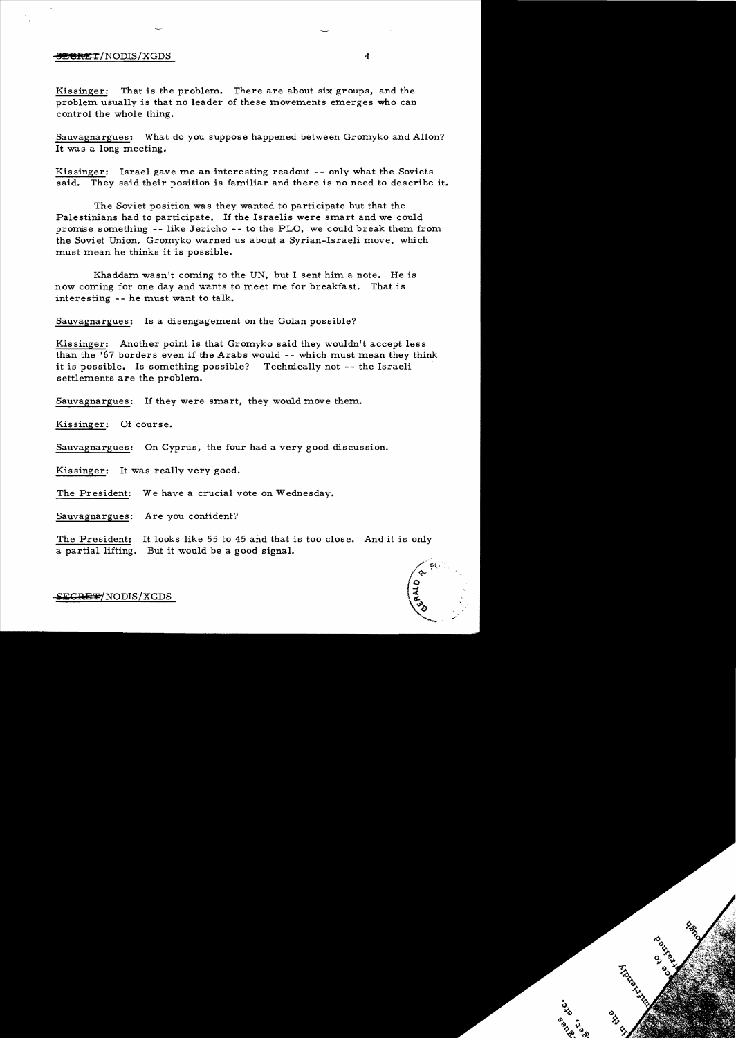Kissinger: That is the problem. There are about six groups, and the problem usually is that no leader of these movements emerges who can control the whole thing.

Sauvagnargues: What do you suppose happened between Gromyko and Allon? It was a long meeting.

Kissinger: Israel gave me an interesting readout -- only what the Soviets said. They said their position is familiar and there is no need to describe it.

The Soviet position was they wanted to participate but that the Palestinians had to participate. If the Israelis were smart and we could promise something -- like Jericho -- to the PLO, we could break them from the Soviet Union. Gromyko warned us about a Syrian-Israeli move, which must mean he thinks it is possible.

Khaddam wasn't coming to the UN, but I sent him a note. He is now coming for one day and wants to meet me for breakfast. That is interesting -- he must want to talk.

Sauvagnargues: Is a disengagement on the Golan possible?

Kissinger: Another point is that Gromyko said they wouldn't accept less than the '67 borders even if the Arabs would -- which must mean they think it is possible. Is something possible? Technically not -- the Israeli settlements are the problem.

Sauvagnargues: If they were smart, they would move them.

Kissinger: Of course.

Sauvagnargues: On Cyprus, the four had a very good discussion.

Kissinger: It was really very good.

The President: We have a crucial vote on Wednesday.

Sauvagnargues: Are you confident?

The President: It looks like 55 to 45 and that is too close. And it is only a partial lifting. But it would be a good signal.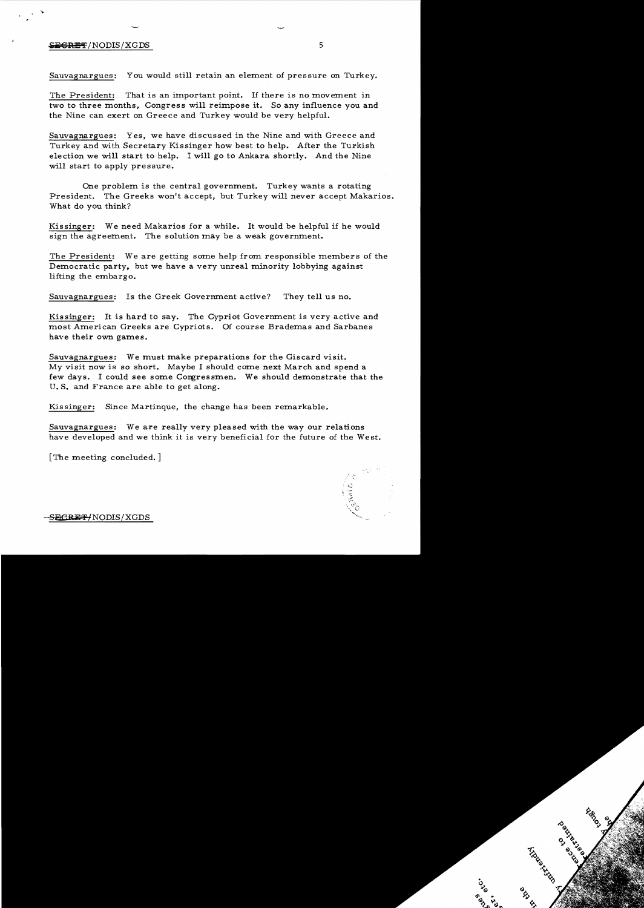Sauvagnargues: You would still retain an element of pressure on Turkey.

The President: That is an important point. If there is no movement in two to three months, Congress will reimpose it. So any influence you and the Nine can exert on Greece and Turkey would be very helpful.

Sauvagnargues: Yes, we have discussed in the Nine and with Greece and Turkey and with Secretary Kissinger how best to help. After the Turkish election we will start to help. I will go to Ankara shortly. And the Nine will start to apply pressure.

One problem is the central government. Turkey wants a rotating President. The Greeks won't accept, but Turkey will never accept Makarios. What do you think?

Kissinger: We need Makarios for a while. It would be helpful if he would sign the agreement. The solution may be a weak government.

The President: We are getting some help from responsible members of the Democratic party, but we have a very unreal minority lobbying against lifting the embargo.

Sauvagnargues: Is the Greek Government active? They tell us no.

Kissinger: It is hard to say. The Cypriot Government is very active and most American Greeks are Cypriots. Of course Brademas and Sarbanes have their own games.

Sauvagnargues: We must make preparations for the Giscard visit. My visit now is so short. Maybe I should come next March and spend a few days. I could see some Congressmen. We should demonstrate that the U.S. and France are able to get along.

Kissinger: Since Martinque, the change has been remarkable.

Sauvagnargues: We are really very pleased with the way our relations have developed and we think it is very beneficial for the future of the West.

[The meeting concluded.]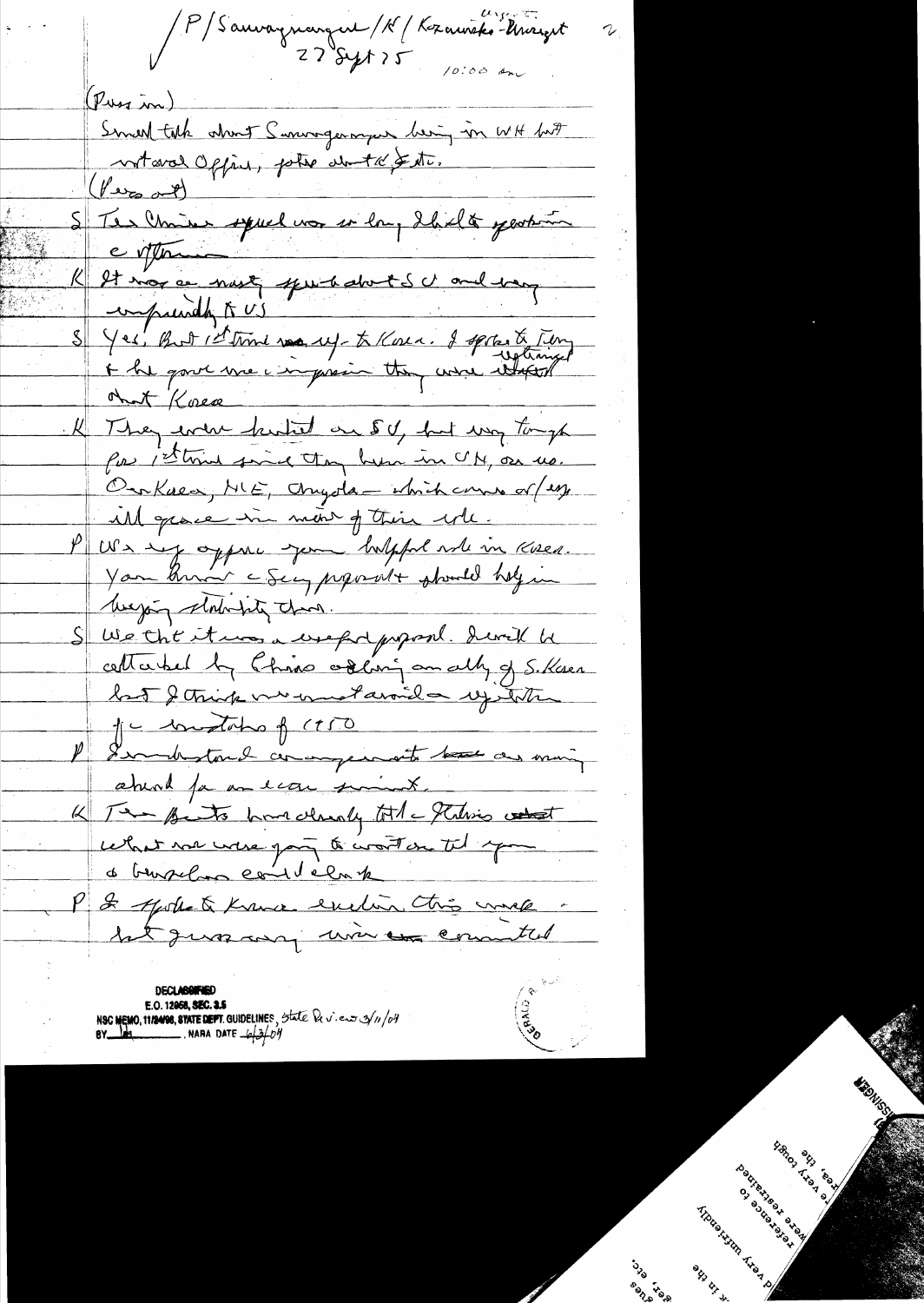P/Sauvagnargues/K/Kozawski - Bursigot

27 Sept 75

10:00 am

(Press in)

Small talk about Sauvagnargues being in WH but not Oval Office, jokes about K, etc.

(Press out)

S The Chinese speech was so long I had to go to him c afterwards

K It was a nasty speech about SU and very unfriendly to US

S Yes. But 1st time ~~was~~ up to Korea. I spoke to Teng & he gave me impression they were unhappy about Korea

K They were tired on SU, but very tough for 1st time since they been in UN, on us. On Korea, ME, Angola — which comes w/ very ill grace in view of their role.

P We very appre your helpful role in Korea. Your know a Secy proposal should help in keeping stability there.

S We th't it was a useful proposal. It will be attacked by China as being an ally of S. Korea but I think we must avoid a rep of the mistakes of 1950

P I understand arrangements ~~have~~ are moving ahead for an econ summit.

K The Brits have already told Jiskis ~~what~~ what we were going to want on til you & Bursigot could check

P I spoke to Krause earlier this week - but guess any were committed

DECLASSIFIED

E.O. 12958, SEC. 3.5

NSC MEMO, 11/24/98, STATE DEPT. GUIDELINES, State Review 3/11/04

BY ___ NARA DATE 6/3/04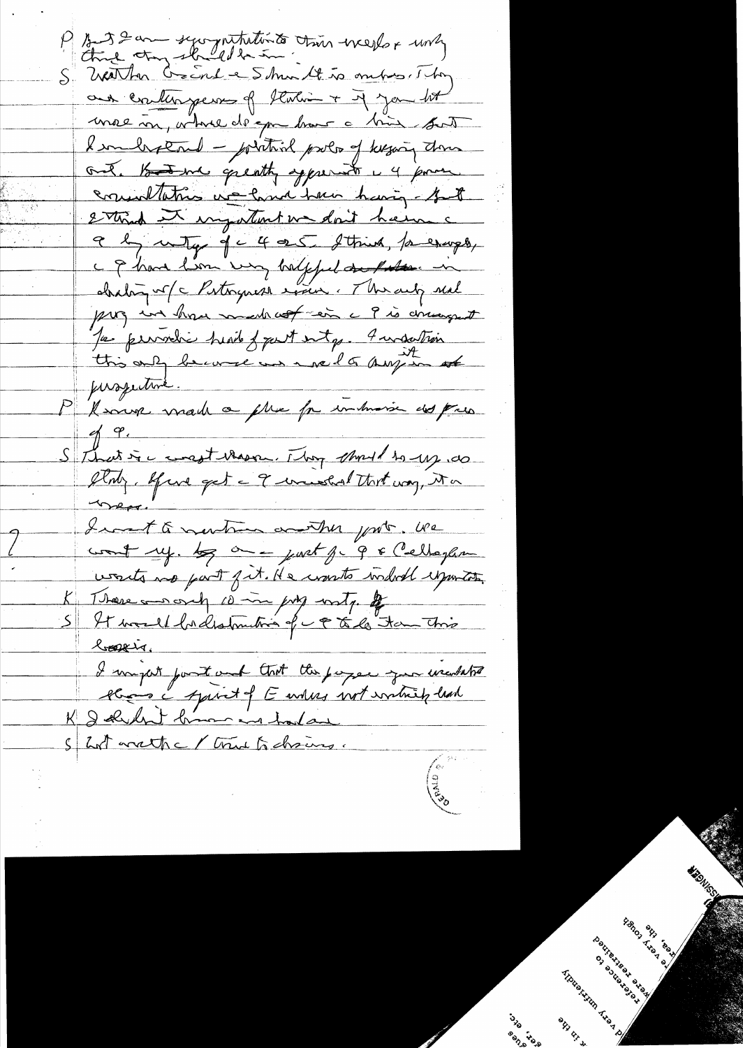P But I am sympathetic to their needs & why think they should be in.

S Whether Greece & Spain – It is ambiguous. They are contemporaries of Italian & if you let one in, where do you draw a line. But I understand – political problem of keeping them out. But we greatly appreciate the 4 power consultation we have been having – but I think it important we don't have a ? by entry of 4 or 5. I think, for example, the ? have been very helpful in dealing w/ the Portuguese issue. The only real prog we have made out of ? is the periodic heads of govt mtgs. I understand this only because we need to put it in that perspective.

P Rome made a plea for inclusion at Pres of ?

S That is the worst reason. They would be up, do Italy. If we get the ? involved that way, it's a mess.

I want to mention another point. We want ugly ? on the part of the ? & Callaghan wants no part of it. He wants individual ?.

K There are only 10 in prog mtg.

S It would be distribution of the ? to do than this basis.

I might point out that the paper your ? shows the spirit of E unless not entirely lead.

K I didn't know we had one

S Let's wait the / time to decisions.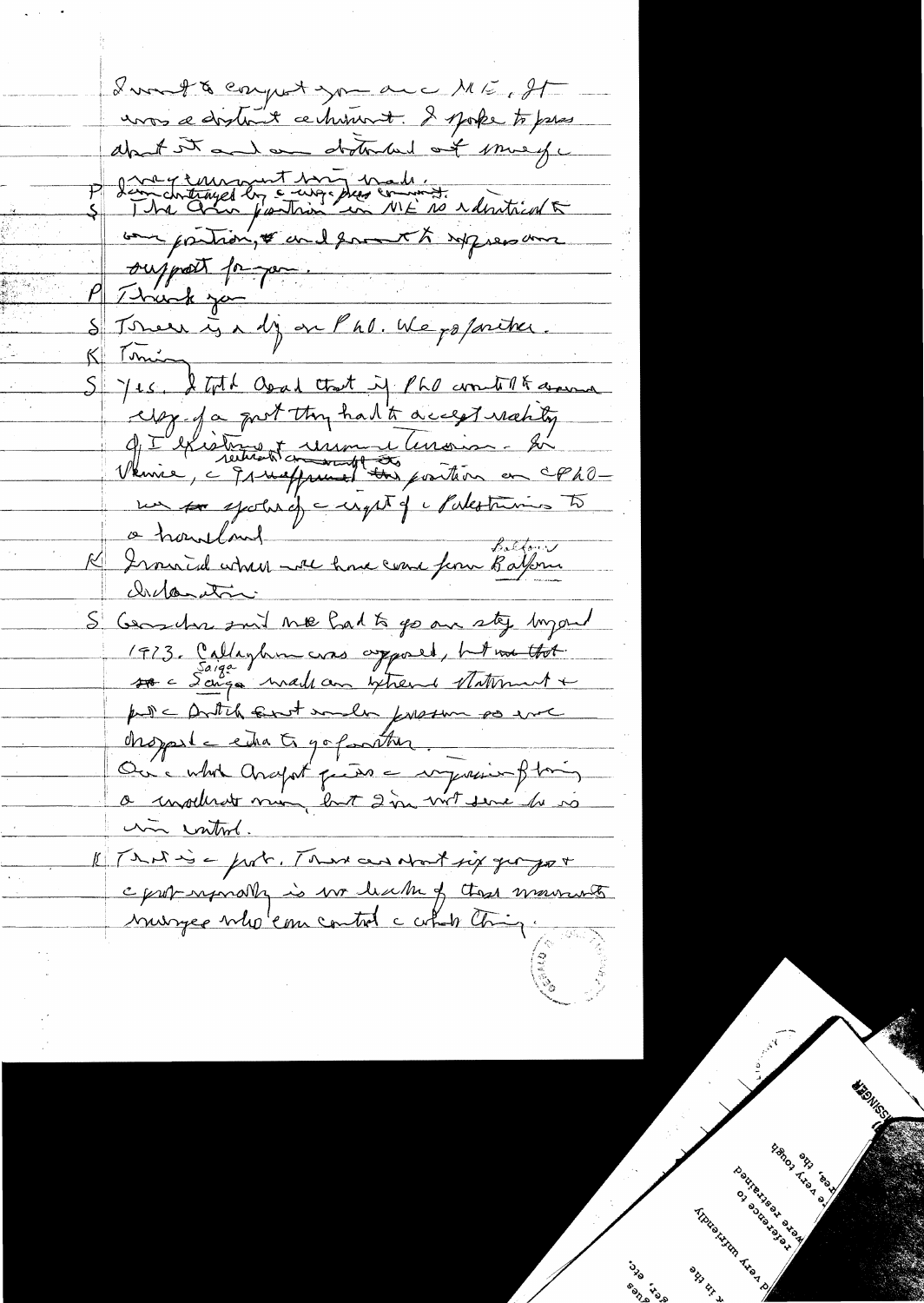I want to congratulate you on ME. It was a distinct achievement. I spoke to press about it and am disturbed at image of disagreement being made.

P I am disturbed by the way press comments.

S The Arab position on ME is identical to our position, & we want to express our support for you.

P Thank you

S Today is a day on PLO. We go further.

K Timing

S Yes. I told Asad that if PLO wanted to assume responsibility of a govt they had to accept reality of Israel's existence & renounce terrorism. In Venice, we reaffirmed our position on PLO — we are speaking of the right of the Palestinians to a homeland.

K Ironical when we have come from Balfour declaration.

S Genscher said we had to go one step beyond 1973. Callaghan was opposed, but we thought — Saigon made an extreme statement & put the British govt under pressure so we dropped the extra to go further.

On what Arafat gives — impression of being a moderate man, but I am not sure he is in control.

K That is the point. There are about six groups & the problem is no leader of those movements emerges who can control the whole thing.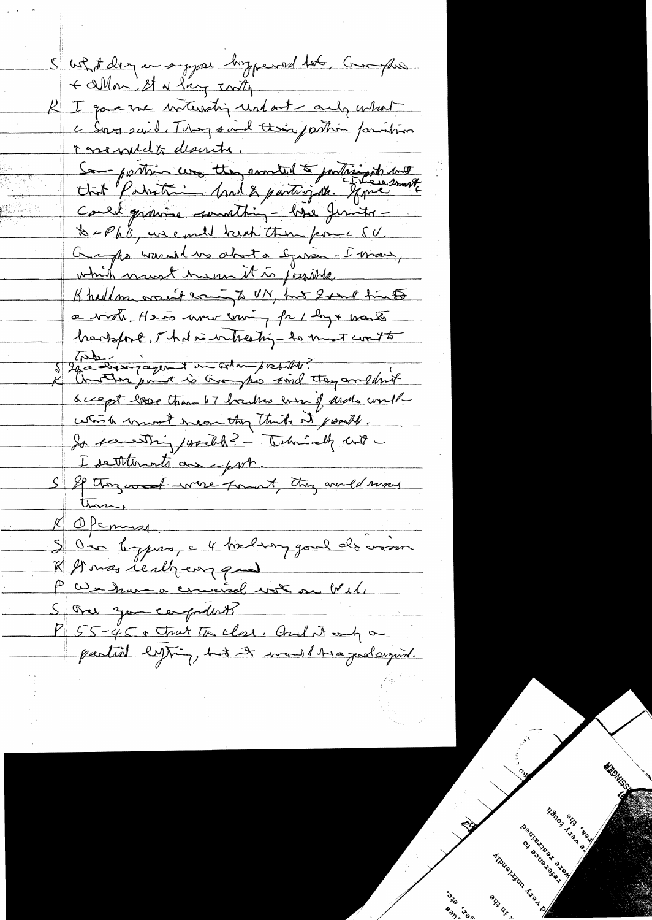S What do you suppose happened to it, Gromyko & Allon. It is very costly.

K I gave one interesting readout – only what c Sisco said. They said their position formation I would describe.

Some position was they wanted to participate and that Palestinians had to participate. If we were smart could promise something – like Jordan – to PLO, we could break them from the SU. Gromyko warned us about a Syrian – I mean, which must mean it is possible.

Khaddam wasn't coming to UN, but I sent him a note. He is now coming for 1 day & wants breakfast. That is interesting – he must want to talk.

S Is a disengagement on Golan possible?

K Another point is Gromyko said they couldn't accept less than 67 borders even if Arabs would – which must mean they think it possible. Is something possible? – Technically not – I settlements are a problem.

S If they would move forward, they would move them.

K Of course.

S On Cyprus, c 4 bad doing good do arson

K It was really very good.

P We have a crucial vote on Wed.

S Are you confident?

P 55-45 & that too close. And it only a partial lifting, but it would be a good signal.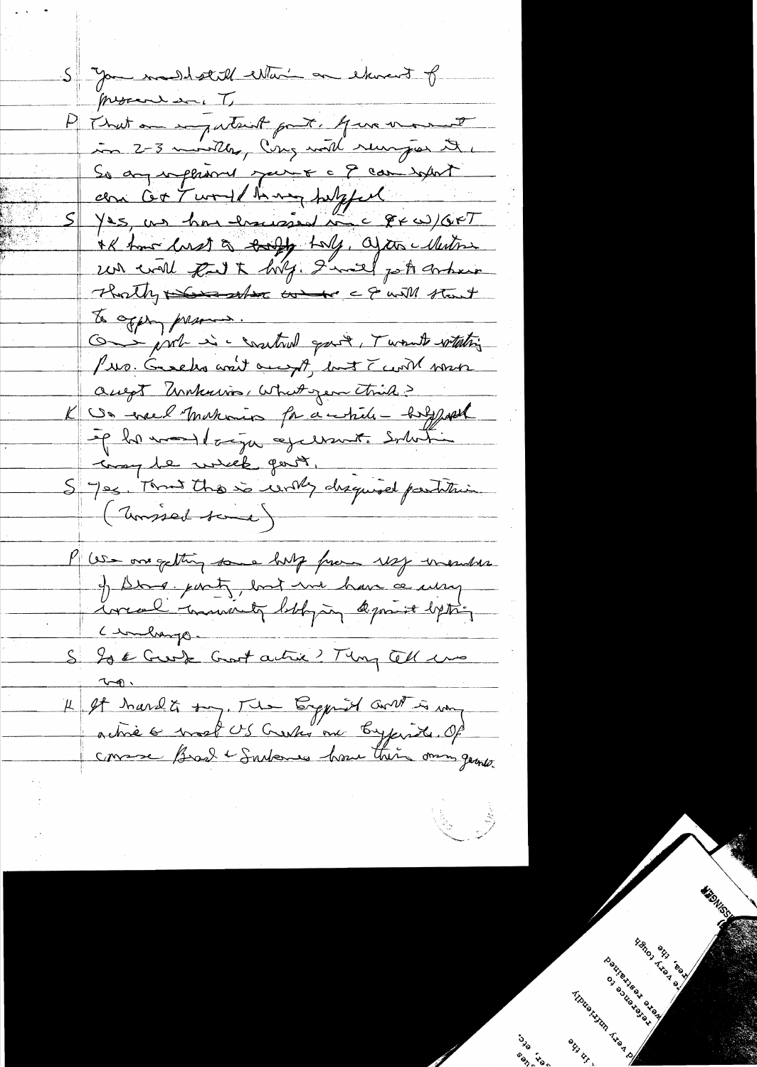S You would still retain an element of pressure in T,

P That an important point. If we move in 2-3 months, Cong will reimpose it. So any impression you & ? can export about Cot T would be very helpful

S Yes, we have discussed it & CW/GRT & K have lost a lot of help. After elections we will try to help. I will go to Ankara shortly & ? will start to apply pressure.

Our problem is a central govt. T want rotating Pres. Greeks won't accept, but I will make accept Turkeys. What you think?

K We need Makarios for a while – helpful if he would sign agreement. Solution may be weak govt.

S Yes. Think this is worthy disguised partition. (Missed some)

P We are getting some help from very members of Dem. party, but we have a very vocal minority lobbying against lifting embargo.

S Is a Greek Govt active? They tell us no.

K It hard to say. The Embassy is very active & most US Greeks are Cypriots. Of course Brad & Sarbanes have their own game.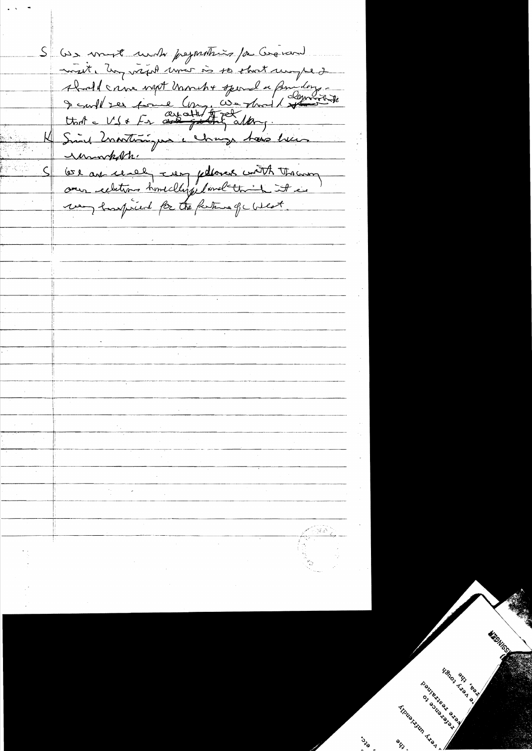S We must make preparations for Giscard visit. Any visit now is so short maybe I should come next month & spend a few days. I could see some Cong. We should demonstrate that US & Fr are getting along.

K Since Sauvagnargues, change has been remarkable.

S We are really very pleased with the way our relations have developed and think it is very important for the future of West.

KISSINGER

res, the
e very tough
were restrained
reference to
very unfriendly
the
etc.